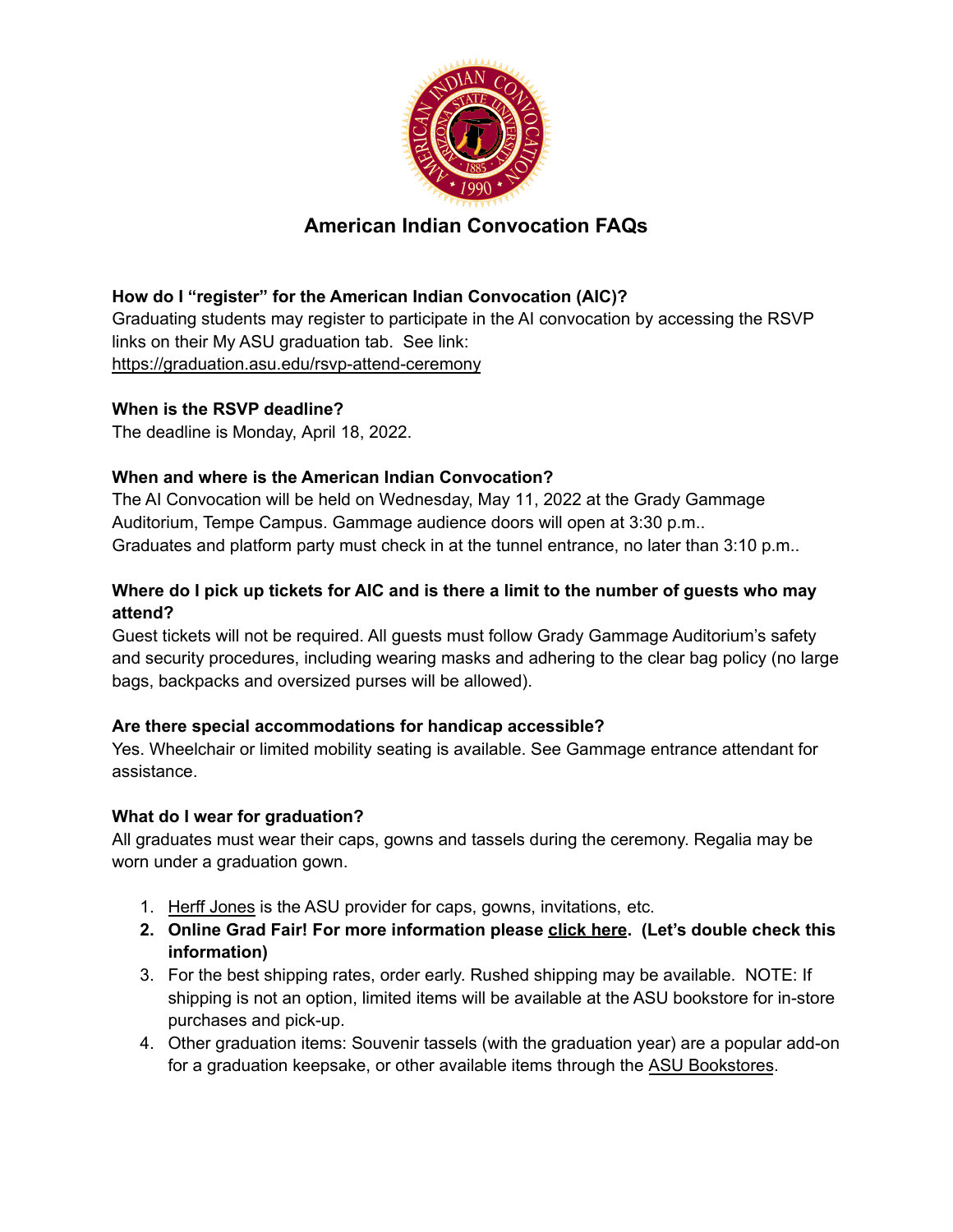# American Indian Convocation FAQs

**How do I "register" for the American Indian Convocation (AIC)?**

Graduating students may register to participate in the AI convocation by accessing the RSVP links on their My ASU graduation tab. See link: https://graduation.asu.edu/rsvp-attend-ceremony

**When is the RSVP deadline?**

The deadline is Monday, April 18, 2022.

**When and where is the American Indian Convocation?**

The AI Convocation will be held on Wednesday, May 11, 2022 at the Grady Gammage Auditorium, Tempe Campus. Gammage audience doors will open at 3:30 p.m..
Graduates and platform party must check in at the tunnel entrance, no later than 3:10 p.m..

**Where do I pick up tickets for AIC and is there a limit to the number of guests who may attend?**

Guest tickets will not be required. All guests must follow Grady Gammage Auditorium's safety and security procedures, including wearing masks and adhering to the clear bag policy (no large bags, backpacks and oversized purses will be allowed).

**Are there special accommodations for handicap accessible?**

Yes. Wheelchair or limited mobility seating is available. See Gammage entrance attendant for assistance.

**What do I wear for graduation?**

All graduates must wear their caps, gowns and tassels during the ceremony. Regalia may be worn under a graduation gown.

1. Herff Jones is the ASU provider for caps, gowns, invitations, etc.
2. **Online Grad Fair! For more information please click here. (Let's double check this information)**
3. For the best shipping rates, order early. Rushed shipping may be available. NOTE: If shipping is not an option, limited items will be available at the ASU bookstore for in-store purchases and pick-up.
4. Other graduation items: Souvenir tassels (with the graduation year) are a popular add-on for a graduation keepsake, or other available items through the ASU Bookstores.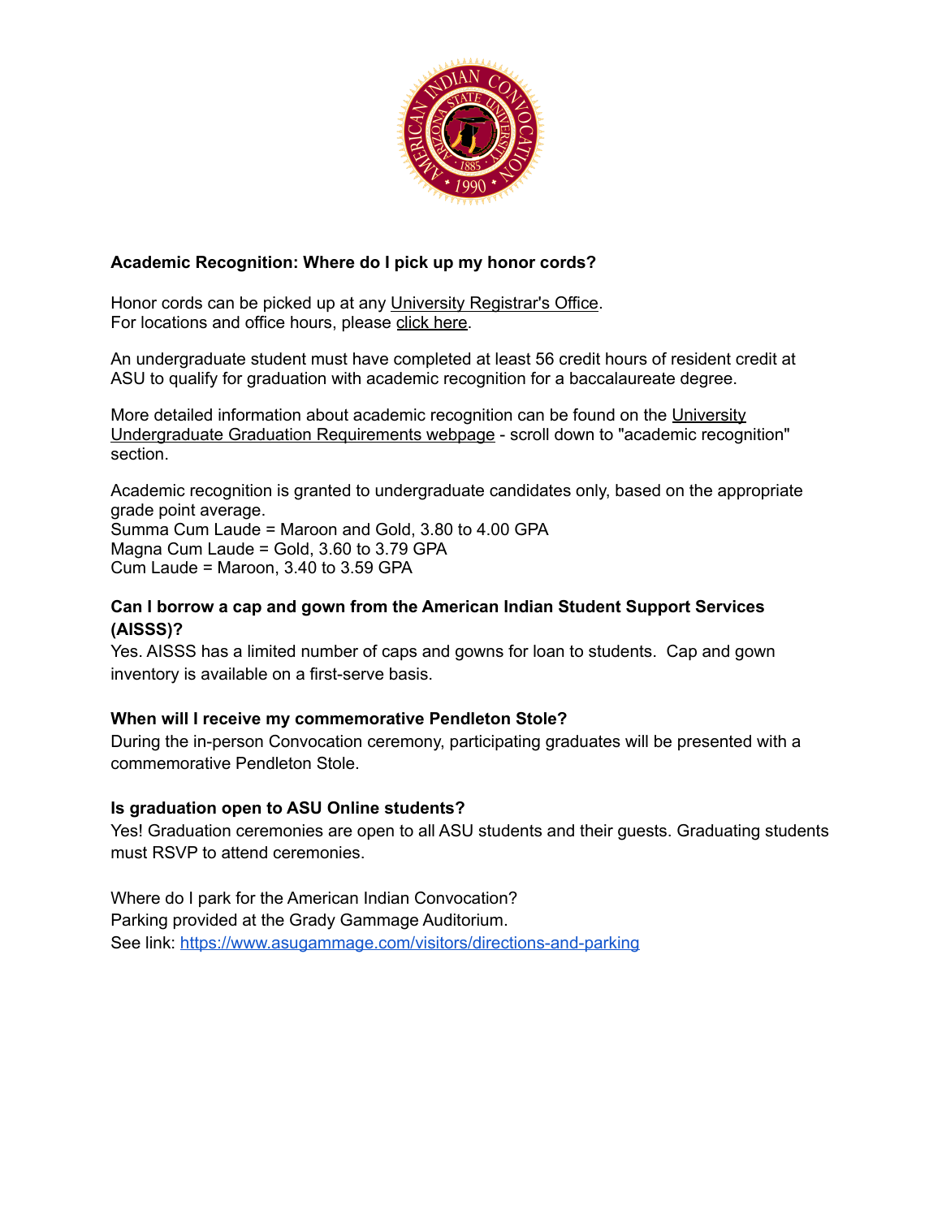**Academic Recognition: Where do I pick up my honor cords?**

Honor cords can be picked up at any University Registrar's Office.
For locations and office hours, please click here.

An undergraduate student must have completed at least 56 credit hours of resident credit at ASU to qualify for graduation with academic recognition for a baccalaureate degree.

More detailed information about academic recognition can be found on the University Undergraduate Graduation Requirements webpage - scroll down to "academic recognition" section.

Academic recognition is granted to undergraduate candidates only, based on the appropriate grade point average.
Summa Cum Laude = Maroon and Gold, 3.80 to 4.00 GPA
Magna Cum Laude = Gold, 3.60 to 3.79 GPA
Cum Laude = Maroon, 3.40 to 3.59 GPA

**Can I borrow a cap and gown from the American Indian Student Support Services (AISSS)?**

Yes. AISSS has a limited number of caps and gowns for loan to students. Cap and gown inventory is available on a first-serve basis.

**When will I receive my commemorative Pendleton Stole?**

During the in-person Convocation ceremony, participating graduates will be presented with a commemorative Pendleton Stole.

**Is graduation open to ASU Online students?**

Yes! Graduation ceremonies are open to all ASU students and their guests. Graduating students must RSVP to attend ceremonies.

Where do I park for the American Indian Convocation?
Parking provided at the Grady Gammage Auditorium.
See link: https://www.asugammage.com/visitors/directions-and-parking